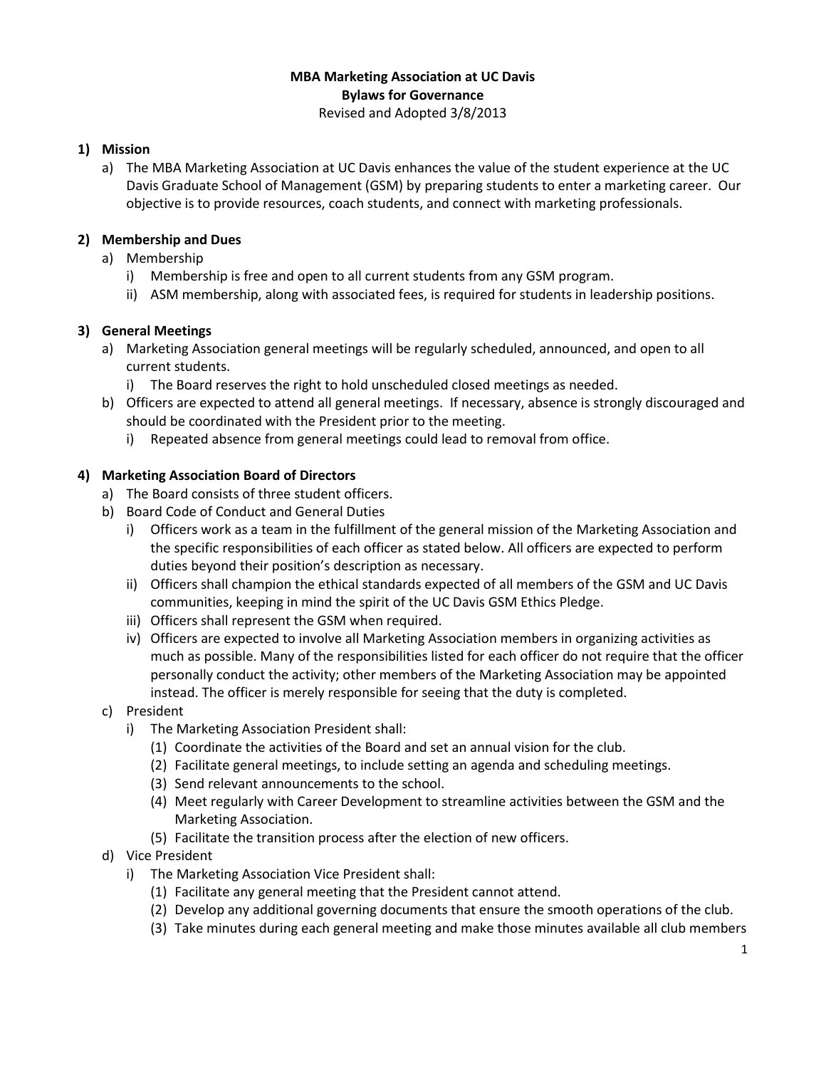**MBA Marketing Association at UC Davis**
**Bylaws for Governance**
Revised and Adopted 3/8/2013

## 1) Mission

a) The MBA Marketing Association at UC Davis enhances the value of the student experience at the UC Davis Graduate School of Management (GSM) by preparing students to enter a marketing career. Our objective is to provide resources, coach students, and connect with marketing professionals.

## 2) Membership and Dues

a) Membership
   i) Membership is free and open to all current students from any GSM program.
   ii) ASM membership, along with associated fees, is required for students in leadership positions.

## 3) General Meetings

a) Marketing Association general meetings will be regularly scheduled, announced, and open to all current students.
   i) The Board reserves the right to hold unscheduled closed meetings as needed.

b) Officers are expected to attend all general meetings. If necessary, absence is strongly discouraged and should be coordinated with the President prior to the meeting.
   i) Repeated absence from general meetings could lead to removal from office.

## 4) Marketing Association Board of Directors

a) The Board consists of three student officers.

b) Board Code of Conduct and General Duties
   i) Officers work as a team in the fulfillment of the general mission of the Marketing Association and the specific responsibilities of each officer as stated below. All officers are expected to perform duties beyond their position's description as necessary.
   ii) Officers shall champion the ethical standards expected of all members of the GSM and UC Davis communities, keeping in mind the spirit of the UC Davis GSM Ethics Pledge.
   iii) Officers shall represent the GSM when required.
   iv) Officers are expected to involve all Marketing Association members in organizing activities as much as possible. Many of the responsibilities listed for each officer do not require that the officer personally conduct the activity; other members of the Marketing Association may be appointed instead. The officer is merely responsible for seeing that the duty is completed.

c) President
   i) The Marketing Association President shall:
      (1) Coordinate the activities of the Board and set an annual vision for the club.
      (2) Facilitate general meetings, to include setting an agenda and scheduling meetings.
      (3) Send relevant announcements to the school.
      (4) Meet regularly with Career Development to streamline activities between the GSM and the Marketing Association.
      (5) Facilitate the transition process after the election of new officers.

d) Vice President
   i) The Marketing Association Vice President shall:
      (1) Facilitate any general meeting that the President cannot attend.
      (2) Develop any additional governing documents that ensure the smooth operations of the club.
      (3) Take minutes during each general meeting and make those minutes available all club members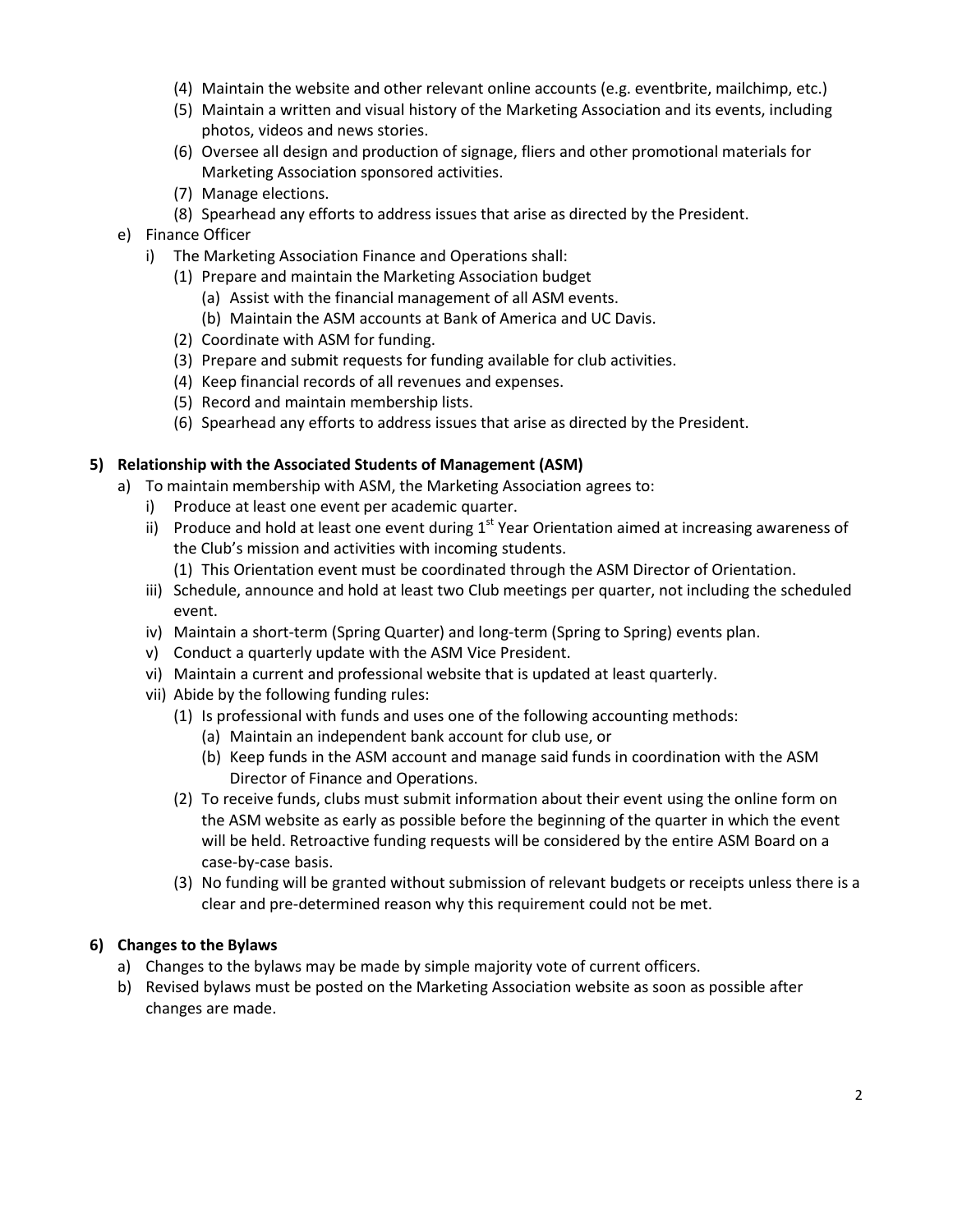(4) Maintain the website and other relevant online accounts (e.g. eventbrite, mailchimp, etc.)

(5) Maintain a written and visual history of the Marketing Association and its events, including photos, videos and news stories.

(6) Oversee all design and production of signage, fliers and other promotional materials for Marketing Association sponsored activities.

(7) Manage elections.

(8) Spearhead any efforts to address issues that arise as directed by the President.

e) Finance Officer

i) The Marketing Association Finance and Operations shall:

(1) Prepare and maintain the Marketing Association budget

(a) Assist with the financial management of all ASM events.

(b) Maintain the ASM accounts at Bank of America and UC Davis.

(2) Coordinate with ASM for funding.

(3) Prepare and submit requests for funding available for club activities.

(4) Keep financial records of all revenues and expenses.

(5) Record and maintain membership lists.

(6) Spearhead any efforts to address issues that arise as directed by the President.

**5) Relationship with the Associated Students of Management (ASM)**

a) To maintain membership with ASM, the Marketing Association agrees to:

i) Produce at least one event per academic quarter.

ii) Produce and hold at least one event during 1st Year Orientation aimed at increasing awareness of the Club's mission and activities with incoming students.

(1) This Orientation event must be coordinated through the ASM Director of Orientation.

iii) Schedule, announce and hold at least two Club meetings per quarter, not including the scheduled event.

iv) Maintain a short-term (Spring Quarter) and long-term (Spring to Spring) events plan.

v) Conduct a quarterly update with the ASM Vice President.

vi) Maintain a current and professional website that is updated at least quarterly.

vii) Abide by the following funding rules:

(1) Is professional with funds and uses one of the following accounting methods:

(a) Maintain an independent bank account for club use, or

(b) Keep funds in the ASM account and manage said funds in coordination with the ASM Director of Finance and Operations.

(2) To receive funds, clubs must submit information about their event using the online form on the ASM website as early as possible before the beginning of the quarter in which the event will be held. Retroactive funding requests will be considered by the entire ASM Board on a case-by-case basis.

(3) No funding will be granted without submission of relevant budgets or receipts unless there is a clear and pre-determined reason why this requirement could not be met.

**6) Changes to the Bylaws**

a) Changes to the bylaws may be made by simple majority vote of current officers.

b) Revised bylaws must be posted on the Marketing Association website as soon as possible after changes are made.